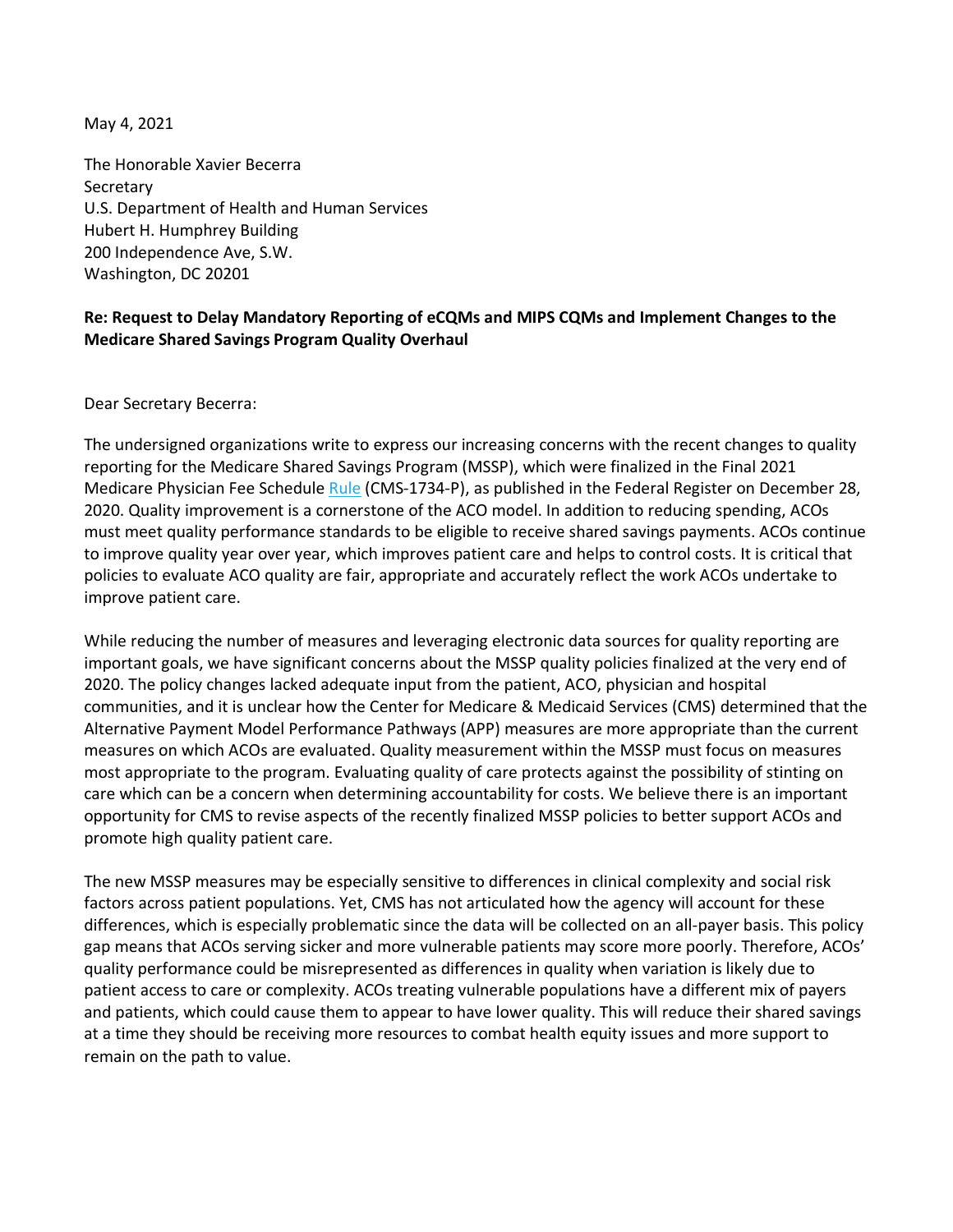May 4, 2021

The Honorable Xavier Becerra
Secretary
U.S. Department of Health and Human Services
Hubert H. Humphrey Building
200 Independence Ave, S.W.
Washington, DC 20201

**Re: Request to Delay Mandatory Reporting of eCQMs and MIPS CQMs and Implement Changes to the Medicare Shared Savings Program Quality Overhaul**

Dear Secretary Becerra:

The undersigned organizations write to express our increasing concerns with the recent changes to quality reporting for the Medicare Shared Savings Program (MSSP), which were finalized in the Final 2021 Medicare Physician Fee Schedule Rule (CMS-1734-P), as published in the Federal Register on December 28, 2020. Quality improvement is a cornerstone of the ACO model. In addition to reducing spending, ACOs must meet quality performance standards to be eligible to receive shared savings payments. ACOs continue to improve quality year over year, which improves patient care and helps to control costs. It is critical that policies to evaluate ACO quality are fair, appropriate and accurately reflect the work ACOs undertake to improve patient care.

While reducing the number of measures and leveraging electronic data sources for quality reporting are important goals, we have significant concerns about the MSSP quality policies finalized at the very end of 2020. The policy changes lacked adequate input from the patient, ACO, physician and hospital communities, and it is unclear how the Center for Medicare & Medicaid Services (CMS) determined that the Alternative Payment Model Performance Pathways (APP) measures are more appropriate than the current measures on which ACOs are evaluated. Quality measurement within the MSSP must focus on measures most appropriate to the program. Evaluating quality of care protects against the possibility of stinting on care which can be a concern when determining accountability for costs. We believe there is an important opportunity for CMS to revise aspects of the recently finalized MSSP policies to better support ACOs and promote high quality patient care.

The new MSSP measures may be especially sensitive to differences in clinical complexity and social risk factors across patient populations. Yet, CMS has not articulated how the agency will account for these differences, which is especially problematic since the data will be collected on an all-payer basis. This policy gap means that ACOs serving sicker and more vulnerable patients may score more poorly. Therefore, ACOs' quality performance could be misrepresented as differences in quality when variation is likely due to patient access to care or complexity. ACOs treating vulnerable populations have a different mix of payers and patients, which could cause them to appear to have lower quality. This will reduce their shared savings at a time they should be receiving more resources to combat health equity issues and more support to remain on the path to value.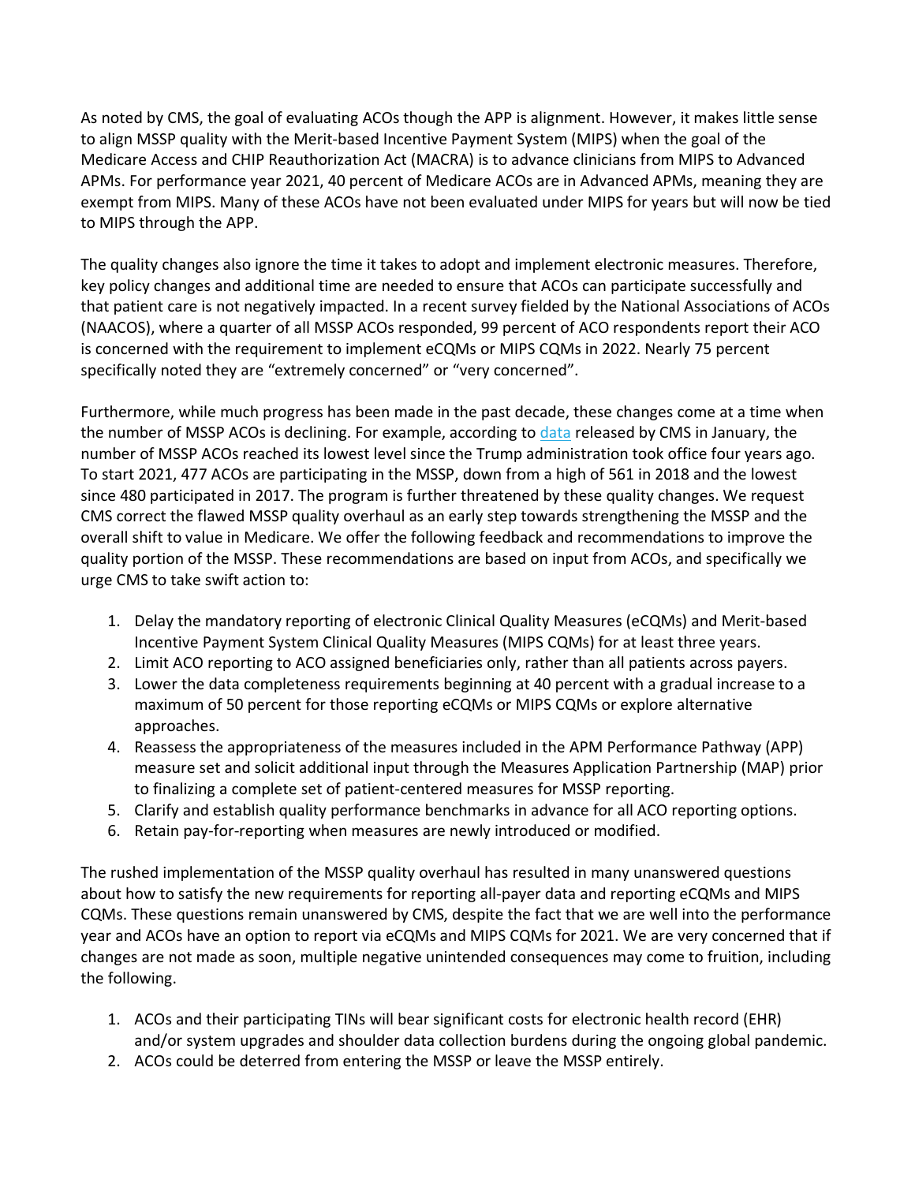As noted by CMS, the goal of evaluating ACOs though the APP is alignment. However, it makes little sense to align MSSP quality with the Merit-based Incentive Payment System (MIPS) when the goal of the Medicare Access and CHIP Reauthorization Act (MACRA) is to advance clinicians from MIPS to Advanced APMs. For performance year 2021, 40 percent of Medicare ACOs are in Advanced APMs, meaning they are exempt from MIPS. Many of these ACOs have not been evaluated under MIPS for years but will now be tied to MIPS through the APP.

The quality changes also ignore the time it takes to adopt and implement electronic measures. Therefore, key policy changes and additional time are needed to ensure that ACOs can participate successfully and that patient care is not negatively impacted. In a recent survey fielded by the National Associations of ACOs (NAACOS), where a quarter of all MSSP ACOs responded, 99 percent of ACO respondents report their ACO is concerned with the requirement to implement eCQMs or MIPS CQMs in 2022. Nearly 75 percent specifically noted they are "extremely concerned" or "very concerned".

Furthermore, while much progress has been made in the past decade, these changes come at a time when the number of MSSP ACOs is declining. For example, according to data released by CMS in January, the number of MSSP ACOs reached its lowest level since the Trump administration took office four years ago. To start 2021, 477 ACOs are participating in the MSSP, down from a high of 561 in 2018 and the lowest since 480 participated in 2017. The program is further threatened by these quality changes. We request CMS correct the flawed MSSP quality overhaul as an early step towards strengthening the MSSP and the overall shift to value in Medicare. We offer the following feedback and recommendations to improve the quality portion of the MSSP. These recommendations are based on input from ACOs, and specifically we urge CMS to take swift action to:

1. Delay the mandatory reporting of electronic Clinical Quality Measures (eCQMs) and Merit-based Incentive Payment System Clinical Quality Measures (MIPS CQMs) for at least three years.
2. Limit ACO reporting to ACO assigned beneficiaries only, rather than all patients across payers.
3. Lower the data completeness requirements beginning at 40 percent with a gradual increase to a maximum of 50 percent for those reporting eCQMs or MIPS CQMs or explore alternative approaches.
4. Reassess the appropriateness of the measures included in the APM Performance Pathway (APP) measure set and solicit additional input through the Measures Application Partnership (MAP) prior to finalizing a complete set of patient-centered measures for MSSP reporting.
5. Clarify and establish quality performance benchmarks in advance for all ACO reporting options.
6. Retain pay-for-reporting when measures are newly introduced or modified.

The rushed implementation of the MSSP quality overhaul has resulted in many unanswered questions about how to satisfy the new requirements for reporting all-payer data and reporting eCQMs and MIPS CQMs. These questions remain unanswered by CMS, despite the fact that we are well into the performance year and ACOs have an option to report via eCQMs and MIPS CQMs for 2021. We are very concerned that if changes are not made as soon, multiple negative unintended consequences may come to fruition, including the following.

1. ACOs and their participating TINs will bear significant costs for electronic health record (EHR) and/or system upgrades and shoulder data collection burdens during the ongoing global pandemic.
2. ACOs could be deterred from entering the MSSP or leave the MSSP entirely.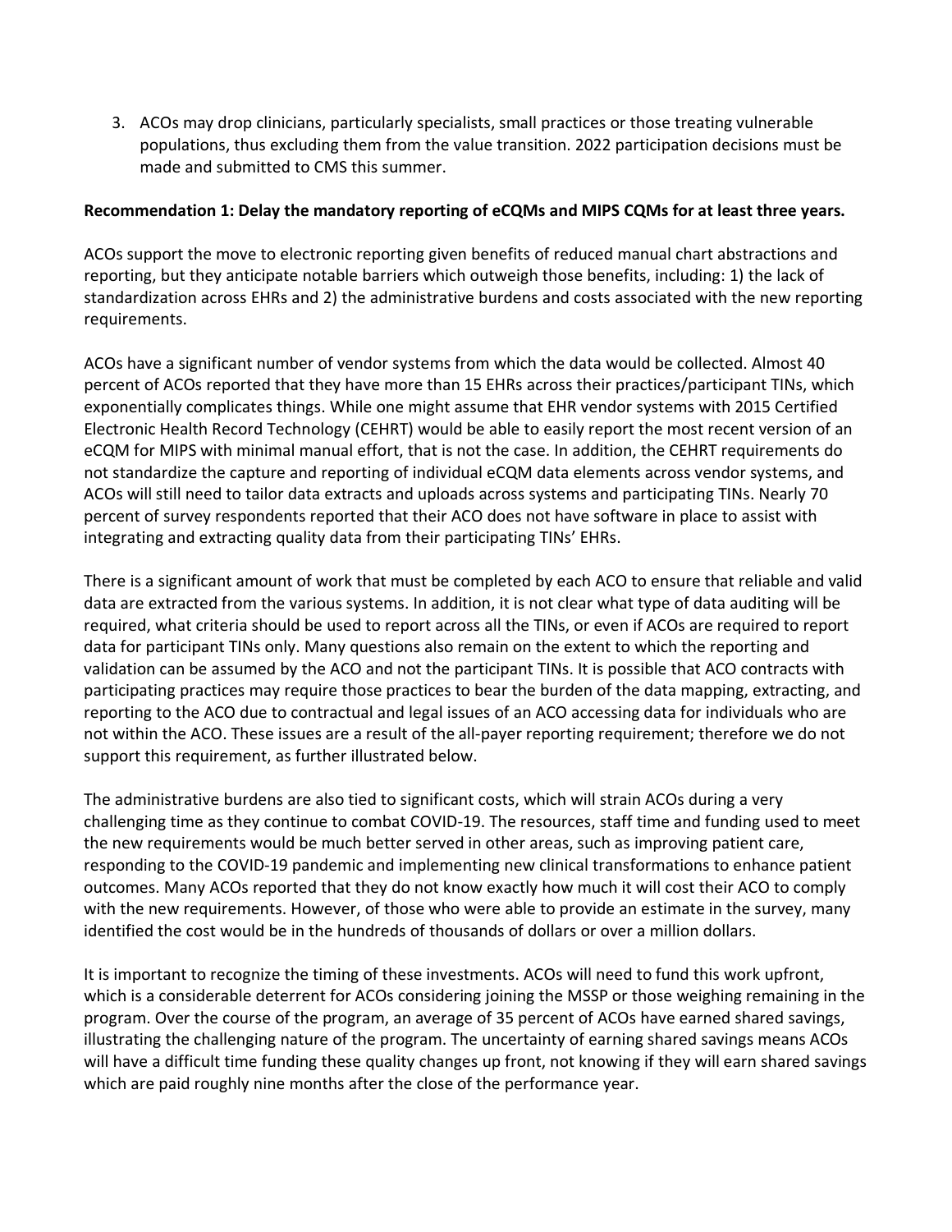3. ACOs may drop clinicians, particularly specialists, small practices or those treating vulnerable populations, thus excluding them from the value transition. 2022 participation decisions must be made and submitted to CMS this summer.

**Recommendation 1: Delay the mandatory reporting of eCQMs and MIPS CQMs for at least three years.**

ACOs support the move to electronic reporting given benefits of reduced manual chart abstractions and reporting, but they anticipate notable barriers which outweigh those benefits, including: 1) the lack of standardization across EHRs and 2) the administrative burdens and costs associated with the new reporting requirements.

ACOs have a significant number of vendor systems from which the data would be collected. Almost 40 percent of ACOs reported that they have more than 15 EHRs across their practices/participant TINs, which exponentially complicates things. While one might assume that EHR vendor systems with 2015 Certified Electronic Health Record Technology (CEHRT) would be able to easily report the most recent version of an eCQM for MIPS with minimal manual effort, that is not the case. In addition, the CEHRT requirements do not standardize the capture and reporting of individual eCQM data elements across vendor systems, and ACOs will still need to tailor data extracts and uploads across systems and participating TINs. Nearly 70 percent of survey respondents reported that their ACO does not have software in place to assist with integrating and extracting quality data from their participating TINs' EHRs.

There is a significant amount of work that must be completed by each ACO to ensure that reliable and valid data are extracted from the various systems. In addition, it is not clear what type of data auditing will be required, what criteria should be used to report across all the TINs, or even if ACOs are required to report data for participant TINs only. Many questions also remain on the extent to which the reporting and validation can be assumed by the ACO and not the participant TINs. It is possible that ACO contracts with participating practices may require those practices to bear the burden of the data mapping, extracting, and reporting to the ACO due to contractual and legal issues of an ACO accessing data for individuals who are not within the ACO. These issues are a result of the all-payer reporting requirement; therefore we do not support this requirement, as further illustrated below.

The administrative burdens are also tied to significant costs, which will strain ACOs during a very challenging time as they continue to combat COVID-19. The resources, staff time and funding used to meet the new requirements would be much better served in other areas, such as improving patient care, responding to the COVID-19 pandemic and implementing new clinical transformations to enhance patient outcomes. Many ACOs reported that they do not know exactly how much it will cost their ACO to comply with the new requirements. However, of those who were able to provide an estimate in the survey, many identified the cost would be in the hundreds of thousands of dollars or over a million dollars.

It is important to recognize the timing of these investments. ACOs will need to fund this work upfront, which is a considerable deterrent for ACOs considering joining the MSSP or those weighing remaining in the program. Over the course of the program, an average of 35 percent of ACOs have earned shared savings, illustrating the challenging nature of the program. The uncertainty of earning shared savings means ACOs will have a difficult time funding these quality changes up front, not knowing if they will earn shared savings which are paid roughly nine months after the close of the performance year.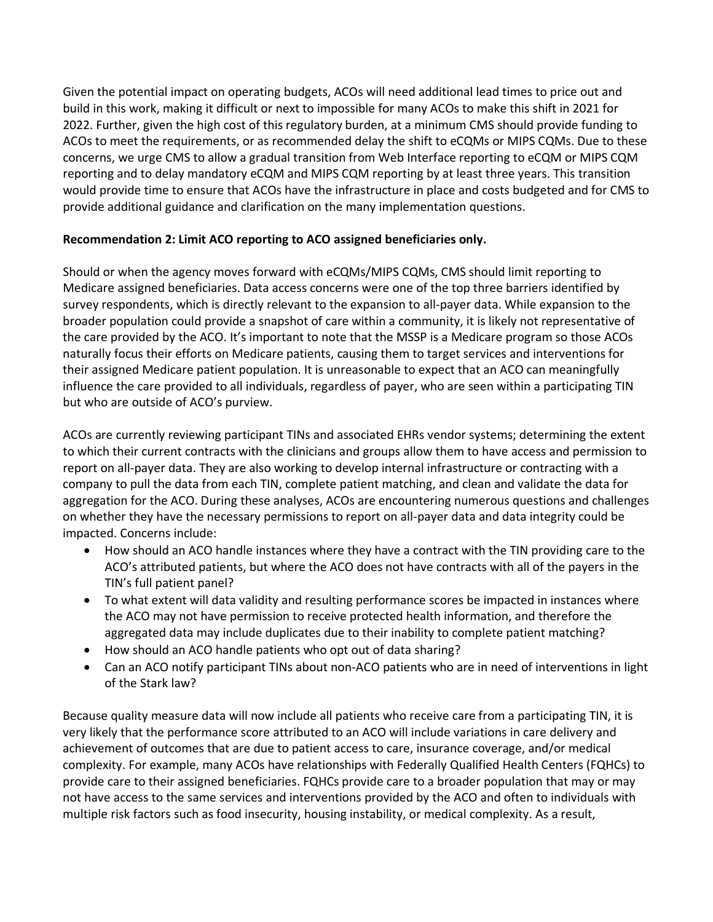Given the potential impact on operating budgets, ACOs will need additional lead times to price out and build in this work, making it difficult or next to impossible for many ACOs to make this shift in 2021 for 2022. Further, given the high cost of this regulatory burden, at a minimum CMS should provide funding to ACOs to meet the requirements, or as recommended delay the shift to eCQMs or MIPS CQMs. Due to these concerns, we urge CMS to allow a gradual transition from Web Interface reporting to eCQM or MIPS CQM reporting and to delay mandatory eCQM and MIPS CQM reporting by at least three years. This transition would provide time to ensure that ACOs have the infrastructure in place and costs budgeted and for CMS to provide additional guidance and clarification on the many implementation questions.

**Recommendation 2: Limit ACO reporting to ACO assigned beneficiaries only.**

Should or when the agency moves forward with eCQMs/MIPS CQMs, CMS should limit reporting to Medicare assigned beneficiaries. Data access concerns were one of the top three barriers identified by survey respondents, which is directly relevant to the expansion to all-payer data. While expansion to the broader population could provide a snapshot of care within a community, it is likely not representative of the care provided by the ACO. It's important to note that the MSSP is a Medicare program so those ACOs naturally focus their efforts on Medicare patients, causing them to target services and interventions for their assigned Medicare patient population. It is unreasonable to expect that an ACO can meaningfully influence the care provided to all individuals, regardless of payer, who are seen within a participating TIN but who are outside of ACO's purview.

ACOs are currently reviewing participant TINs and associated EHRs vendor systems; determining the extent to which their current contracts with the clinicians and groups allow them to have access and permission to report on all-payer data. They are also working to develop internal infrastructure or contracting with a company to pull the data from each TIN, complete patient matching, and clean and validate the data for aggregation for the ACO. During these analyses, ACOs are encountering numerous questions and challenges on whether they have the necessary permissions to report on all-payer data and data integrity could be impacted. Concerns include:

- How should an ACO handle instances where they have a contract with the TIN providing care to the ACO's attributed patients, but where the ACO does not have contracts with all of the payers in the TIN's full patient panel?
- To what extent will data validity and resulting performance scores be impacted in instances where the ACO may not have permission to receive protected health information, and therefore the aggregated data may include duplicates due to their inability to complete patient matching?
- How should an ACO handle patients who opt out of data sharing?
- Can an ACO notify participant TINs about non-ACO patients who are in need of interventions in light of the Stark law?

Because quality measure data will now include all patients who receive care from a participating TIN, it is very likely that the performance score attributed to an ACO will include variations in care delivery and achievement of outcomes that are due to patient access to care, insurance coverage, and/or medical complexity. For example, many ACOs have relationships with Federally Qualified Health Centers (FQHCs) to provide care to their assigned beneficiaries. FQHCs provide care to a broader population that may or may not have access to the same services and interventions provided by the ACO and often to individuals with multiple risk factors such as food insecurity, housing instability, or medical complexity. As a result,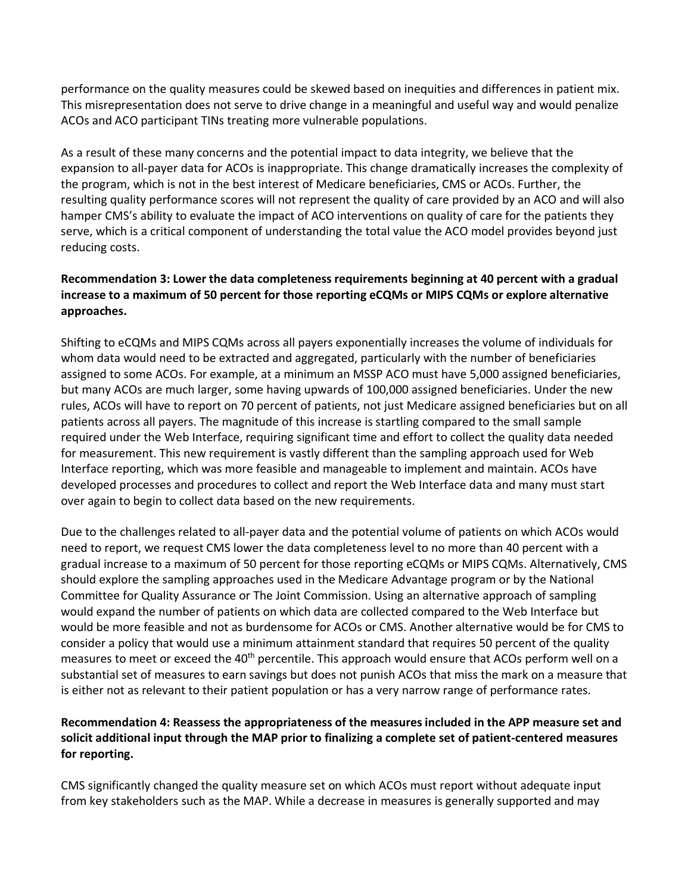performance on the quality measures could be skewed based on inequities and differences in patient mix. This misrepresentation does not serve to drive change in a meaningful and useful way and would penalize ACOs and ACO participant TINs treating more vulnerable populations.

As a result of these many concerns and the potential impact to data integrity, we believe that the expansion to all-payer data for ACOs is inappropriate. This change dramatically increases the complexity of the program, which is not in the best interest of Medicare beneficiaries, CMS or ACOs. Further, the resulting quality performance scores will not represent the quality of care provided by an ACO and will also hamper CMS's ability to evaluate the impact of ACO interventions on quality of care for the patients they serve, which is a critical component of understanding the total value the ACO model provides beyond just reducing costs.

**Recommendation 3: Lower the data completeness requirements beginning at 40 percent with a gradual increase to a maximum of 50 percent for those reporting eCQMs or MIPS CQMs or explore alternative approaches.**

Shifting to eCQMs and MIPS CQMs across all payers exponentially increases the volume of individuals for whom data would need to be extracted and aggregated, particularly with the number of beneficiaries assigned to some ACOs. For example, at a minimum an MSSP ACO must have 5,000 assigned beneficiaries, but many ACOs are much larger, some having upwards of 100,000 assigned beneficiaries. Under the new rules, ACOs will have to report on 70 percent of patients, not just Medicare assigned beneficiaries but on all patients across all payers. The magnitude of this increase is startling compared to the small sample required under the Web Interface, requiring significant time and effort to collect the quality data needed for measurement. This new requirement is vastly different than the sampling approach used for Web Interface reporting, which was more feasible and manageable to implement and maintain. ACOs have developed processes and procedures to collect and report the Web Interface data and many must start over again to begin to collect data based on the new requirements.

Due to the challenges related to all-payer data and the potential volume of patients on which ACOs would need to report, we request CMS lower the data completeness level to no more than 40 percent with a gradual increase to a maximum of 50 percent for those reporting eCQMs or MIPS CQMs. Alternatively, CMS should explore the sampling approaches used in the Medicare Advantage program or by the National Committee for Quality Assurance or The Joint Commission. Using an alternative approach of sampling would expand the number of patients on which data are collected compared to the Web Interface but would be more feasible and not as burdensome for ACOs or CMS. Another alternative would be for CMS to consider a policy that would use a minimum attainment standard that requires 50 percent of the quality measures to meet or exceed the 40th percentile. This approach would ensure that ACOs perform well on a substantial set of measures to earn savings but does not punish ACOs that miss the mark on a measure that is either not as relevant to their patient population or has a very narrow range of performance rates.

**Recommendation 4: Reassess the appropriateness of the measures included in the APP measure set and solicit additional input through the MAP prior to finalizing a complete set of patient-centered measures for reporting.**

CMS significantly changed the quality measure set on which ACOs must report without adequate input from key stakeholders such as the MAP. While a decrease in measures is generally supported and may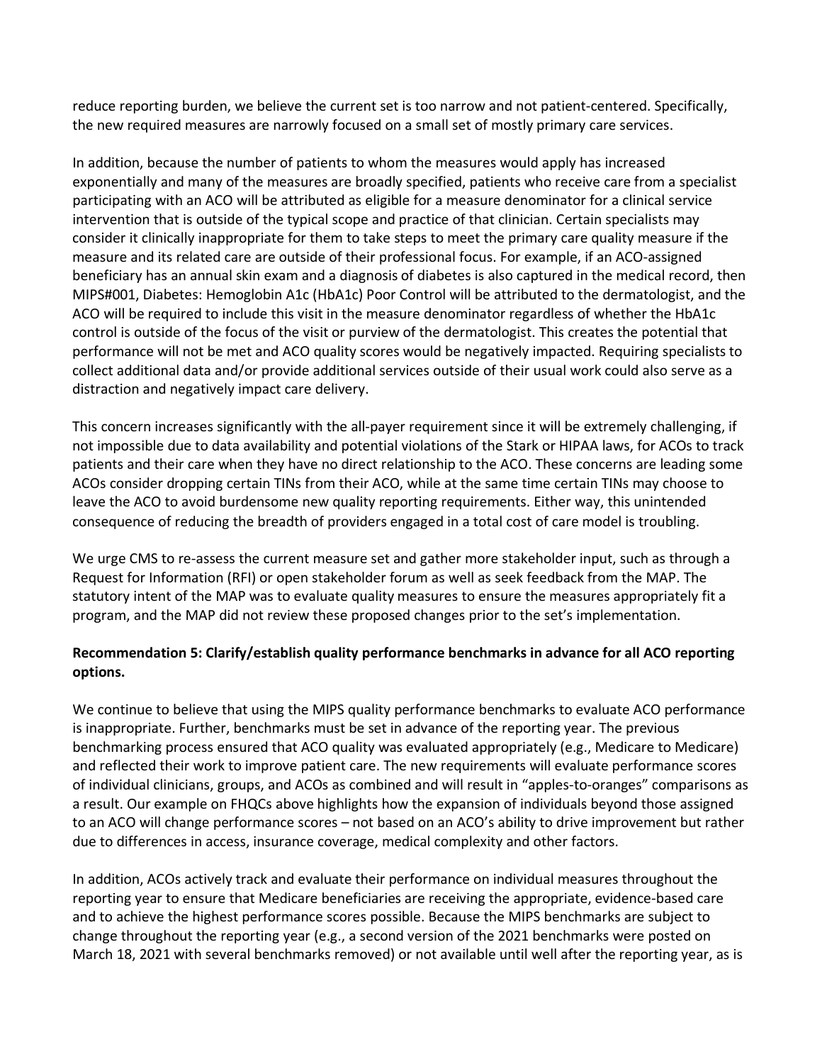reduce reporting burden, we believe the current set is too narrow and not patient-centered. Specifically, the new required measures are narrowly focused on a small set of mostly primary care services.

In addition, because the number of patients to whom the measures would apply has increased exponentially and many of the measures are broadly specified, patients who receive care from a specialist participating with an ACO will be attributed as eligible for a measure denominator for a clinical service intervention that is outside of the typical scope and practice of that clinician. Certain specialists may consider it clinically inappropriate for them to take steps to meet the primary care quality measure if the measure and its related care are outside of their professional focus. For example, if an ACO-assigned beneficiary has an annual skin exam and a diagnosis of diabetes is also captured in the medical record, then MIPS#001, Diabetes: Hemoglobin A1c (HbA1c) Poor Control will be attributed to the dermatologist, and the ACO will be required to include this visit in the measure denominator regardless of whether the HbA1c control is outside of the focus of the visit or purview of the dermatologist. This creates the potential that performance will not be met and ACO quality scores would be negatively impacted. Requiring specialists to collect additional data and/or provide additional services outside of their usual work could also serve as a distraction and negatively impact care delivery.

This concern increases significantly with the all-payer requirement since it will be extremely challenging, if not impossible due to data availability and potential violations of the Stark or HIPAA laws, for ACOs to track patients and their care when they have no direct relationship to the ACO. These concerns are leading some ACOs consider dropping certain TINs from their ACO, while at the same time certain TINs may choose to leave the ACO to avoid burdensome new quality reporting requirements. Either way, this unintended consequence of reducing the breadth of providers engaged in a total cost of care model is troubling.

We urge CMS to re-assess the current measure set and gather more stakeholder input, such as through a Request for Information (RFI) or open stakeholder forum as well as seek feedback from the MAP. The statutory intent of the MAP was to evaluate quality measures to ensure the measures appropriately fit a program, and the MAP did not review these proposed changes prior to the set's implementation.

**Recommendation 5: Clarify/establish quality performance benchmarks in advance for all ACO reporting options.**

We continue to believe that using the MIPS quality performance benchmarks to evaluate ACO performance is inappropriate. Further, benchmarks must be set in advance of the reporting year. The previous benchmarking process ensured that ACO quality was evaluated appropriately (e.g., Medicare to Medicare) and reflected their work to improve patient care. The new requirements will evaluate performance scores of individual clinicians, groups, and ACOs as combined and will result in "apples-to-oranges" comparisons as a result. Our example on FHQCs above highlights how the expansion of individuals beyond those assigned to an ACO will change performance scores – not based on an ACO's ability to drive improvement but rather due to differences in access, insurance coverage, medical complexity and other factors.

In addition, ACOs actively track and evaluate their performance on individual measures throughout the reporting year to ensure that Medicare beneficiaries are receiving the appropriate, evidence-based care and to achieve the highest performance scores possible. Because the MIPS benchmarks are subject to change throughout the reporting year (e.g., a second version of the 2021 benchmarks were posted on March 18, 2021 with several benchmarks removed) or not available until well after the reporting year, as is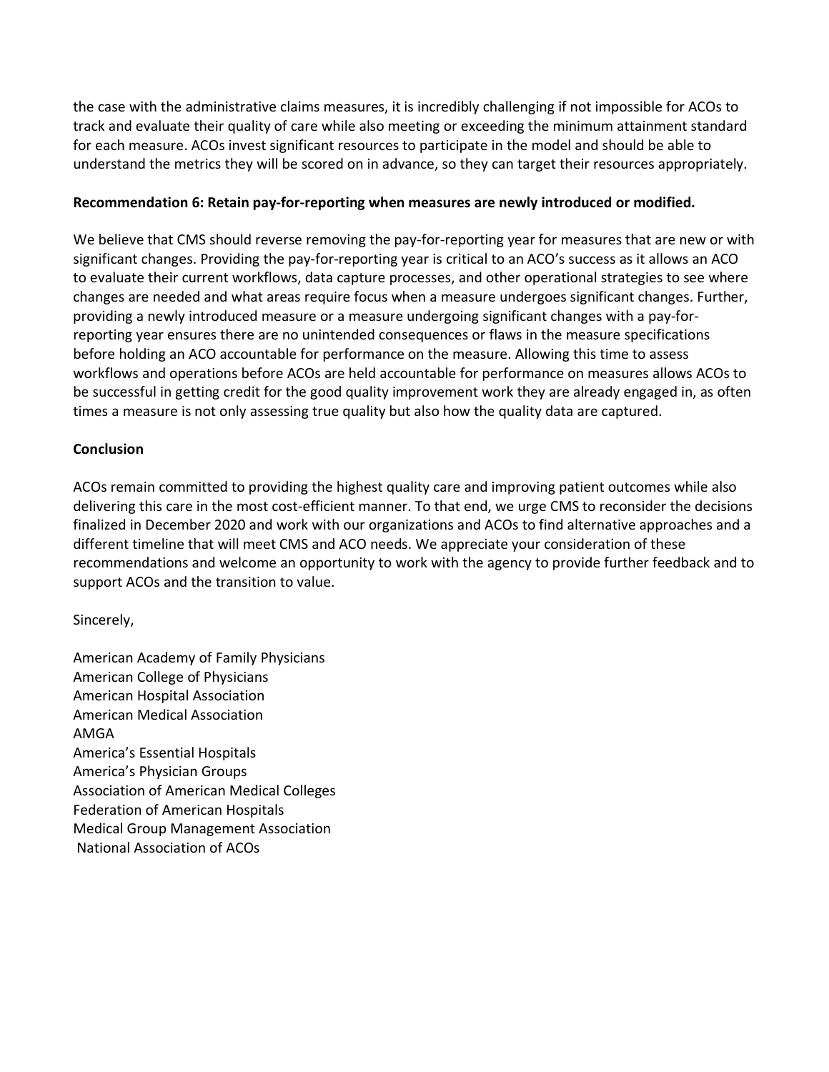the case with the administrative claims measures, it is incredibly challenging if not impossible for ACOs to track and evaluate their quality of care while also meeting or exceeding the minimum attainment standard for each measure. ACOs invest significant resources to participate in the model and should be able to understand the metrics they will be scored on in advance, so they can target their resources appropriately.

**Recommendation 6: Retain pay-for-reporting when measures are newly introduced or modified.**

We believe that CMS should reverse removing the pay-for-reporting year for measures that are new or with significant changes. Providing the pay-for-reporting year is critical to an ACO's success as it allows an ACO to evaluate their current workflows, data capture processes, and other operational strategies to see where changes are needed and what areas require focus when a measure undergoes significant changes. Further, providing a newly introduced measure or a measure undergoing significant changes with a pay-for-reporting year ensures there are no unintended consequences or flaws in the measure specifications before holding an ACO accountable for performance on the measure. Allowing this time to assess workflows and operations before ACOs are held accountable for performance on measures allows ACOs to be successful in getting credit for the good quality improvement work they are already engaged in, as often times a measure is not only assessing true quality but also how the quality data are captured.

**Conclusion**

ACOs remain committed to providing the highest quality care and improving patient outcomes while also delivering this care in the most cost-efficient manner. To that end, we urge CMS to reconsider the decisions finalized in December 2020 and work with our organizations and ACOs to find alternative approaches and a different timeline that will meet CMS and ACO needs. We appreciate your consideration of these recommendations and welcome an opportunity to work with the agency to provide further feedback and to support ACOs and the transition to value.

Sincerely,

American Academy of Family Physicians
American College of Physicians
American Hospital Association
American Medical Association
AMGA
America's Essential Hospitals
America's Physician Groups
Association of American Medical Colleges
Federation of American Hospitals
Medical Group Management Association
National Association of ACOs